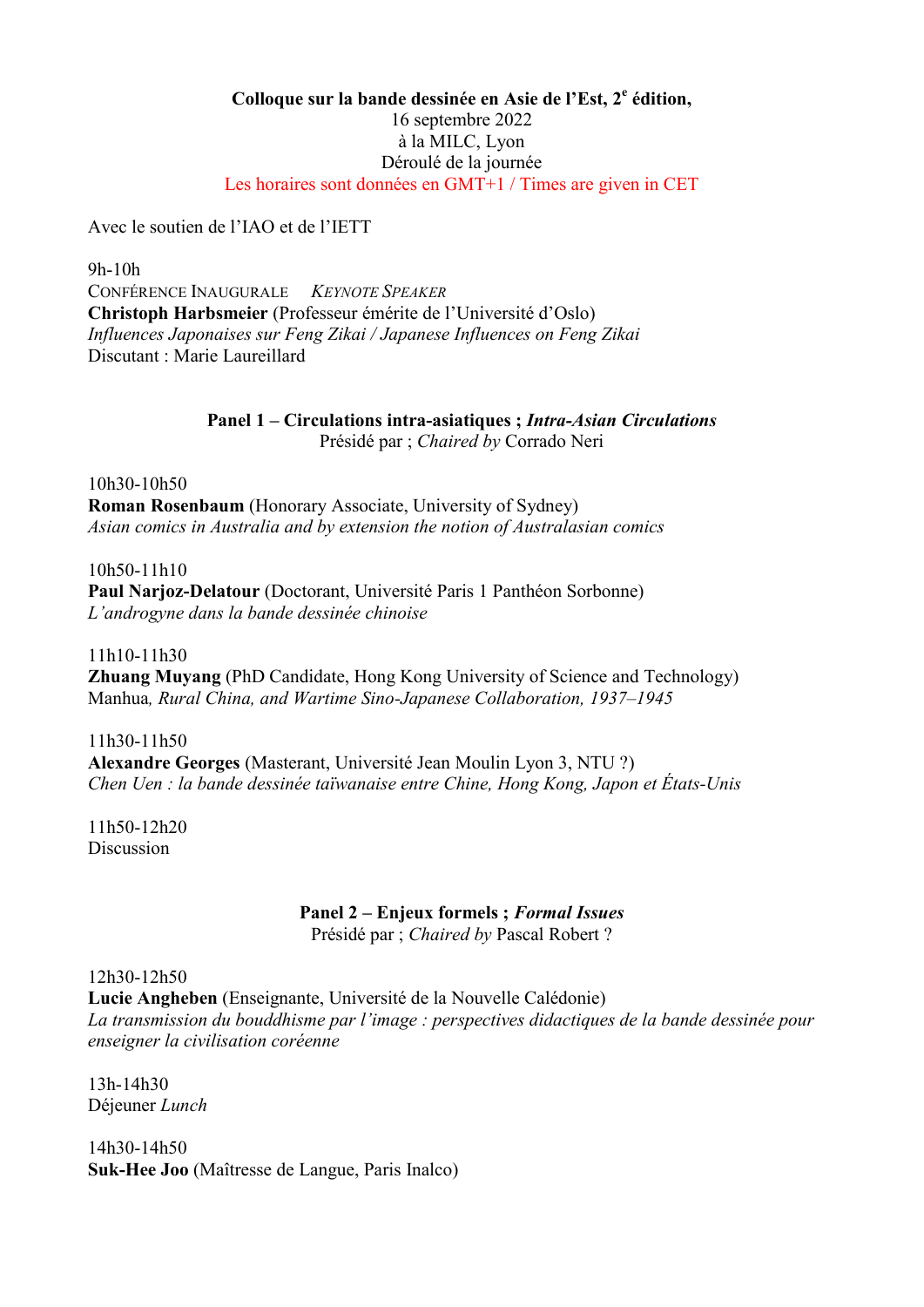**Colloque sur la bande dessinée en Asie de l'Est, 2e édition,**
16 septembre 2022
à la MILC, Lyon
Déroulé de la journée
Les horaires sont données en GMT+1 / Times are given in CET

Avec le soutien de l'IAO et de l'IETT

9h-10h
CONFÉRENCE INAUGURALE *KEYNOTE SPEAKER*
**Christoph Harbsmeier** (Professeur émérite de l'Université d'Oslo)
*Influences Japonaises sur Feng Zikai / Japanese Influences on Feng Zikai*
Discutant : Marie Laureillard

**Panel 1 – Circulations intra-asiatiques ; *Intra-Asian Circulations***
Présidé par ; *Chaired by* Corrado Neri

10h30-10h50
**Roman Rosenbaum** (Honorary Associate, University of Sydney)
*Asian comics in Australia and by extension the notion of Australasian comics*

10h50-11h10
**Paul Narjoz-Delatour** (Doctorant, Université Paris 1 Panthéon Sorbonne)
*L'androgyne dans la bande dessinée chinoise*

11h10-11h30
**Zhuang Muyang** (PhD Candidate, Hong Kong University of Science and Technology)
Manhua*, Rural China, and Wartime Sino-Japanese Collaboration, 1937–1945*

11h30-11h50
**Alexandre Georges** (Masterant, Université Jean Moulin Lyon 3, NTU ?)
*Chen Uen : la bande dessinée taïwanaise entre Chine, Hong Kong, Japon et États-Unis*

11h50-12h20
Discussion

**Panel 2 – Enjeux formels ; *Formal Issues***
Présidé par ; *Chaired by* Pascal Robert ?

12h30-12h50
**Lucie Angheben** (Enseignante, Université de la Nouvelle Calédonie)
*La transmission du bouddhisme par l'image : perspectives didactiques de la bande dessinée pour enseigner la civilisation coréenne*

13h-14h30
Déjeuner *Lunch*

14h30-14h50
**Suk-Hee Joo** (Maîtresse de Langue, Paris Inalco)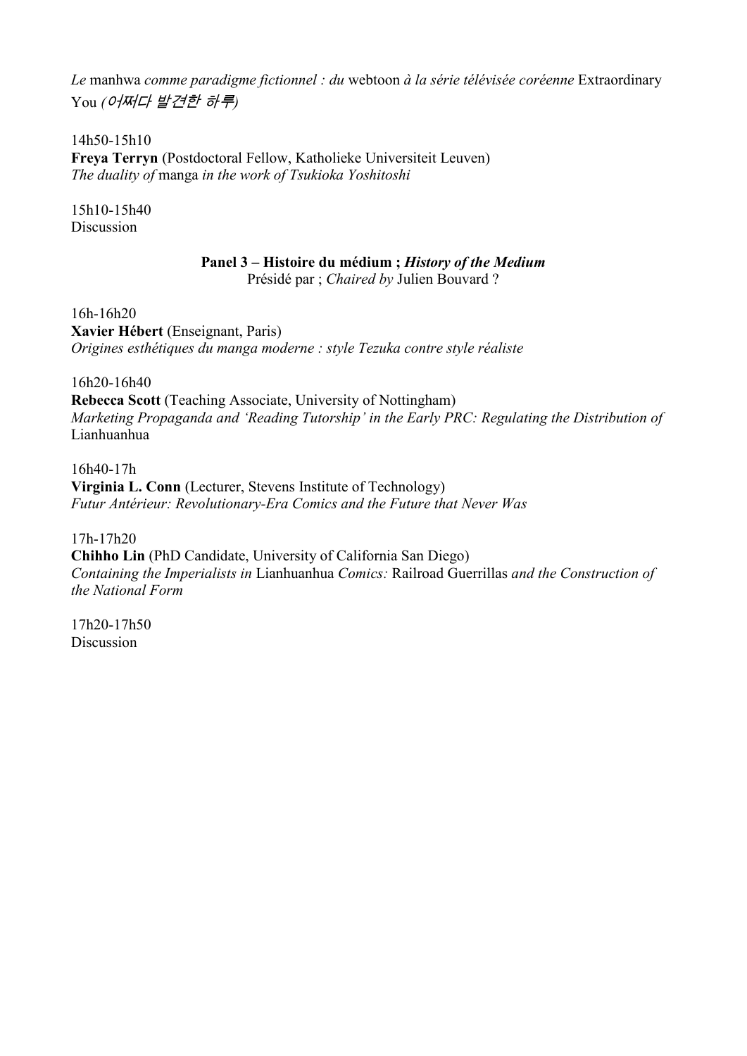*Le* manhwa *comme paradigme fictionnel : du* webtoon *à la série télévisée coréenne* Extraordinary You *(어쩌다 발견한 하루)*

14h50-15h10
**Freya Terryn** (Postdoctoral Fellow, Katholieke Universiteit Leuven)
*The duality of* manga *in the work of Tsukioka Yoshitoshi*

15h10-15h40
Discussion

**Panel 3 – Histoire du médium ; *History of the Medium***
Présidé par ; *Chaired by* Julien Bouvard ?

16h-16h20
**Xavier Hébert** (Enseignant, Paris)
*Origines esthétiques du manga moderne : style Tezuka contre style réaliste*

16h20-16h40
**Rebecca Scott** (Teaching Associate, University of Nottingham)
*Marketing Propaganda and 'Reading Tutorship' in the Early PRC: Regulating the Distribution of* Lianhuanhua

16h40-17h
**Virginia L. Conn** (Lecturer, Stevens Institute of Technology)
*Futur Antérieur: Revolutionary-Era Comics and the Future that Never Was*

17h-17h20
**Chihho Lin** (PhD Candidate, University of California San Diego)
*Containing the Imperialists in* Lianhuanhua *Comics:* Railroad Guerrillas *and the Construction of the National Form*

17h20-17h50
Discussion